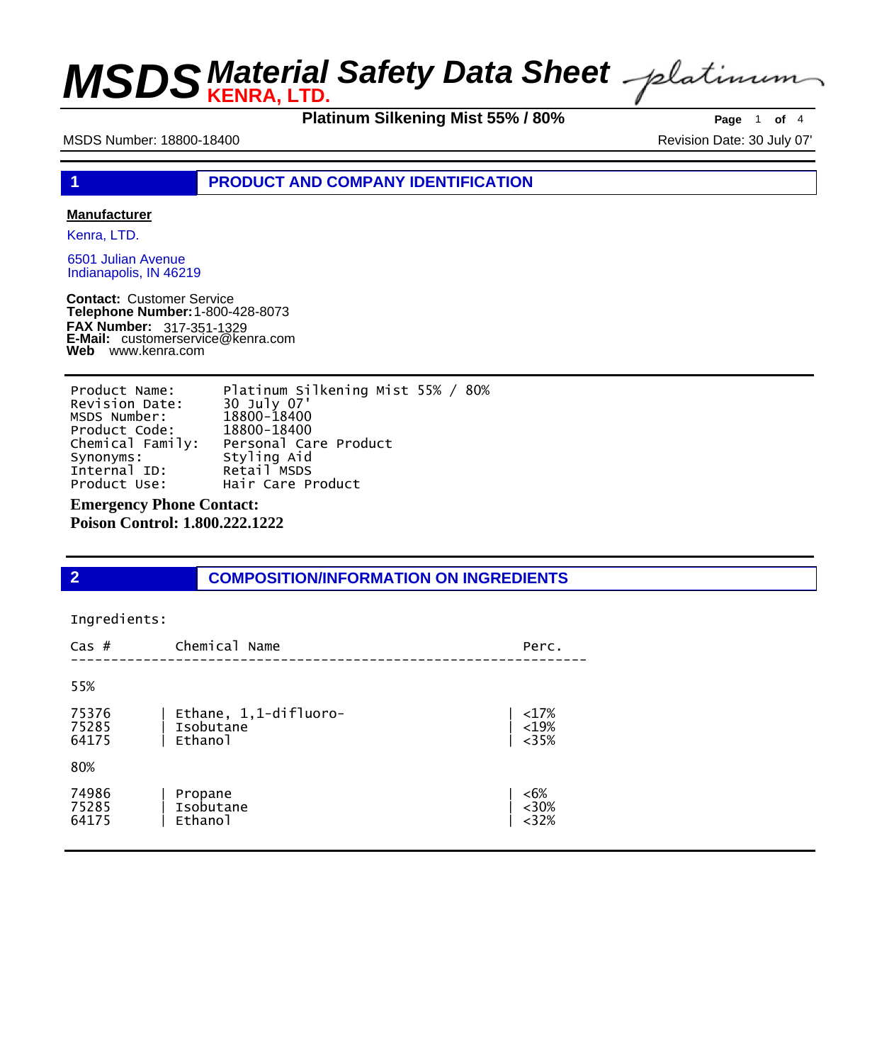# MSDS Material Safety Data Sheet

**KENRA, LTD.**

**Platinum Silkening Mist 55% / 80%**

MSDS Number: 18800-18400

Revision Date: 30 July 07'

## 1 PRODUCT AND COMPANY IDENTIFICATION

**Manufacturer**

Kenra, LTD.

6501 Julian Avenue
Indianapolis, IN 46219

**Contact:** Customer Service
**Telephone Number:** 1-800-428-8073
**FAX Number:** 317-351-1329
**E-Mail:** customerservice@kenra.com
**Web** www.kenra.com

| | |
|---|---|
| Product Name: | Platinum Silkening Mist 55% / 80% |
| Revision Date: | 30 July 07' |
| MSDS Number: | 18800-18400 |
| Product Code: | 18800-18400 |
| Chemical Family: | Personal Care Product |
| Synonyms: | Styling Aid |
| Internal ID: | Retail MSDS |
| Product Use: | Hair Care Product |

**Emergency Phone Contact:**
**Poison Control: 1.800.222.1222**

## 2 COMPOSITION/INFORMATION ON INGREDIENTS

Ingredients:

| Cas # | Chemical Name | Perc. |
|---|---|---|
| 55% | | |
| 75376 | Ethane, 1,1-difluoro- | <17% |
| 75285 | Isobutane | <19% |
| 64175 | Ethanol | <35% |
| 80% | | |
| 74986 | Propane | <6% |
| 75285 | Isobutane | <30% |
| 64175 | Ethanol | <32% |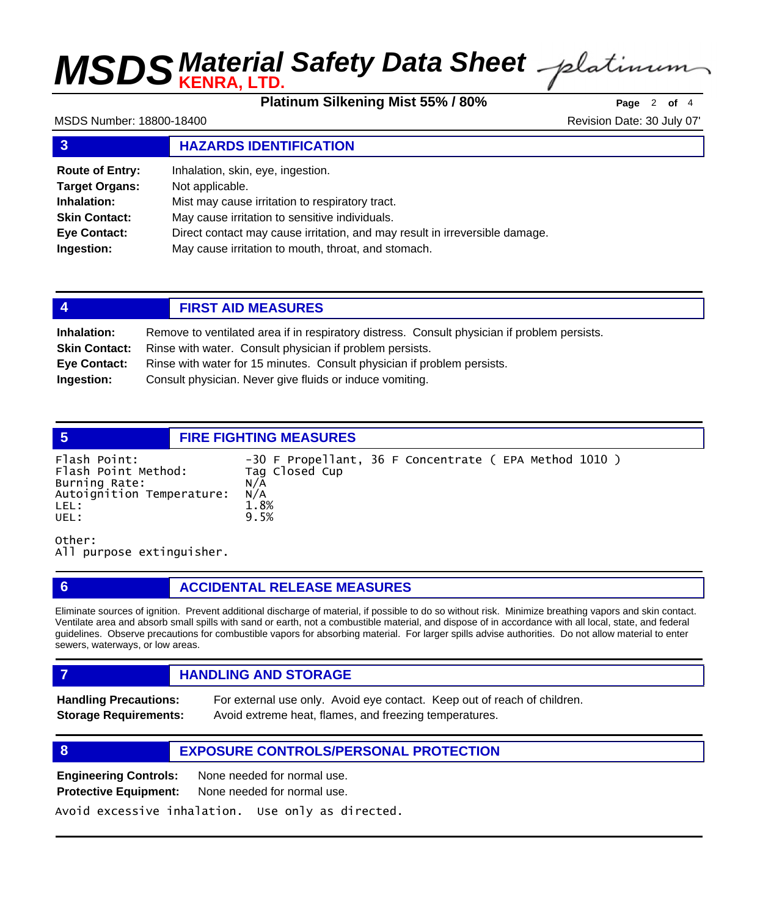## 3 HAZARDS IDENTIFICATION

**Route of Entry:** Inhalation, skin, eye, ingestion.
**Target Organs:** Not applicable.
**Inhalation:** Mist may cause irritation to respiratory tract.
**Skin Contact:** May cause irritation to sensitive individuals.
**Eye Contact:** Direct contact may cause irritation, and may result in irreversible damage.
**Ingestion:** May cause irritation to mouth, throat, and stomach.

## 4 FIRST AID MEASURES

**Inhalation:** Remove to ventilated area if in respiratory distress. Consult physician if problem persists.
**Skin Contact:** Rinse with water. Consult physician if problem persists.
**Eye Contact:** Rinse with water for 15 minutes. Consult physician if problem persists.
**Ingestion:** Consult physician. Never give fluids or induce vomiting.

## 5 FIRE FIGHTING MEASURES

| | |
|---|---|
| Flash Point: | -30 F Propellant, 36 F Concentrate ( EPA Method 1010 ) |
| Flash Point Method: | Tag Closed Cup |
| Burning Rate: | N/A |
| Autoignition Temperature: | N/A |
| LEL: | 1.8% |
| UEL: | 9.5% |

Other:
All purpose extinguisher.

## 6 ACCIDENTAL RELEASE MEASURES

Eliminate sources of ignition. Prevent additional discharge of material, if possible to do so without risk. Minimize breathing vapors and skin contact. Ventilate area and absorb small spills with sand or earth, not a combustible material, and dispose of in accordance with all local, state, and federal guidelines. Observe precautions for combustible vapors for absorbing material. For larger spills advise authorities. Do not allow material to enter sewers, waterways, or low areas.

## 7 HANDLING AND STORAGE

**Handling Precautions:** For external use only. Avoid eye contact. Keep out of reach of children.
**Storage Requirements:** Avoid extreme heat, flames, and freezing temperatures.

## 8 EXPOSURE CONTROLS/PERSONAL PROTECTION

**Engineering Controls:** None needed for normal use.
**Protective Equipment:** None needed for normal use.

Avoid excessive inhalation. Use only as directed.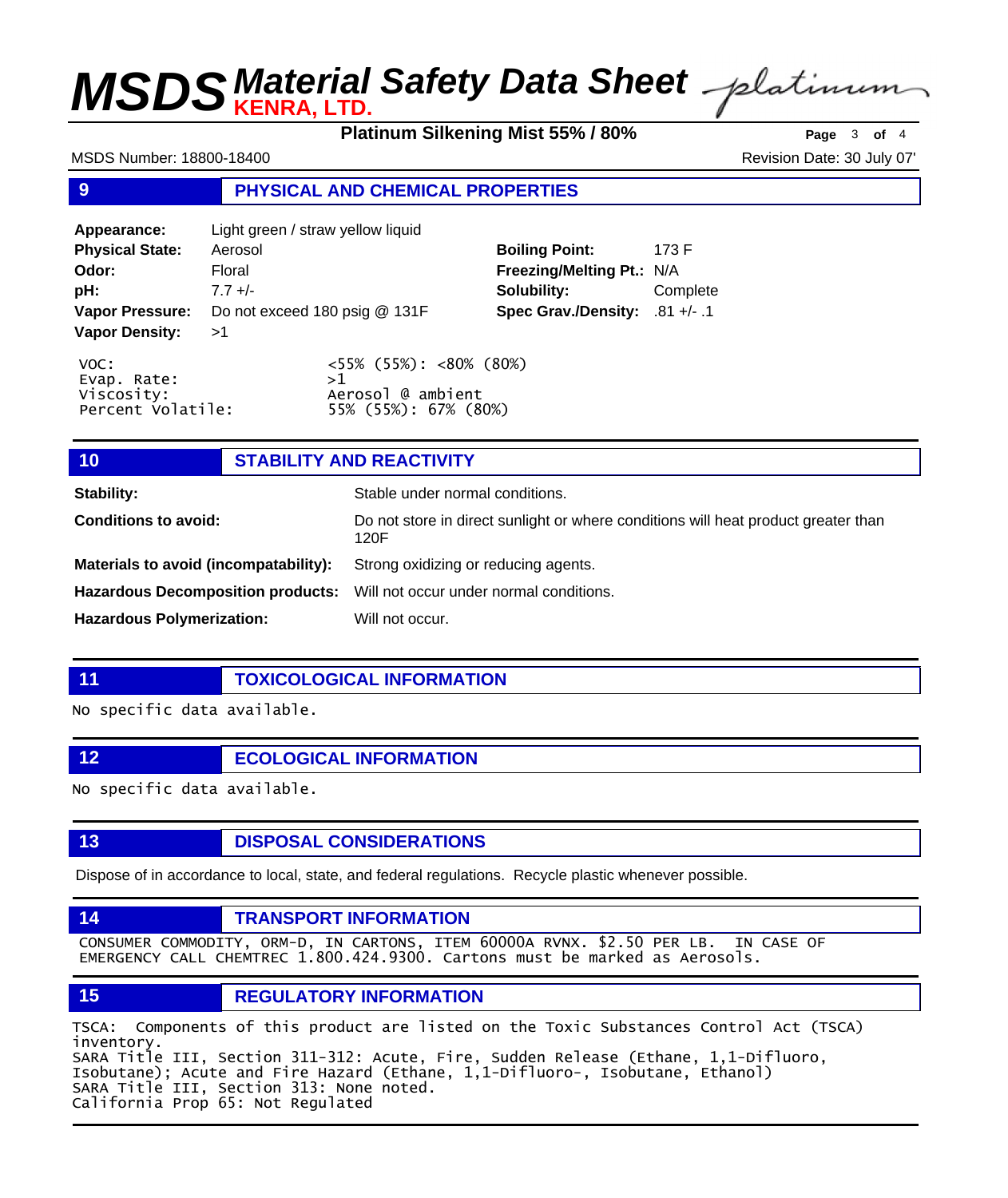## 9 PHYSICAL AND CHEMICAL PROPERTIES

| | | | |
|---|---|---|---|
| **Appearance:** | Light green / straw yellow liquid | | |
| **Physical State:** | Aerosol | **Boiling Point:** | 173 F |
| **Odor:** | Floral | **Freezing/Melting Pt.:** | N/A |
| **pH:** | 7.7 +/- | **Solubility:** | Complete |
| **Vapor Pressure:** | Do not exceed 180 psig @ 131F | **Spec Grav./Density:** | .81 +/- .1 |
| **Vapor Density:** | >1 | | |

| | |
|---|---|
| VOC: | <55% (55%): <80% (80%) |
| Evap. Rate: | >1 |
| Viscosity: | Aerosol @ ambient |
| Percent Volatile: | 55% (55%): 67% (80%) |

## 10 STABILITY AND REACTIVITY

| | |
|---|---|
| **Stability:** | Stable under normal conditions. |
| **Conditions to avoid:** | Do not store in direct sunlight or where conditions will heat product greater than 120F |
| **Materials to avoid (incompatability):** | Strong oxidizing or reducing agents. |
| **Hazardous Decomposition products:** | Will not occur under normal conditions. |
| **Hazardous Polymerization:** | Will not occur. |

## 11 TOXICOLOGICAL INFORMATION

No specific data available.

## 12 ECOLOGICAL INFORMATION

No specific data available.

## 13 DISPOSAL CONSIDERATIONS

Dispose of in accordance to local, state, and federal regulations. Recycle plastic whenever possible.

## 14 TRANSPORT INFORMATION

CONSUMER COMMODITY, ORM-D, IN CARTONS, ITEM 60000A RVNX. $2.50 PER LB. IN CASE OF EMERGENCY CALL CHEMTREC 1.800.424.9300. Cartons must be marked as Aerosols.

## 15 REGULATORY INFORMATION

TSCA: Components of this product are listed on the Toxic Substances Control Act (TSCA) inventory.
SARA Title III, Section 311-312: Acute, Fire, Sudden Release (Ethane, 1,1-Difluoro, Isobutane); Acute and Fire Hazard (Ethane, 1,1-Difluoro-, Isobutane, Ethanol)
SARA Title III, Section 313: None noted.
California Prop 65: Not Regulated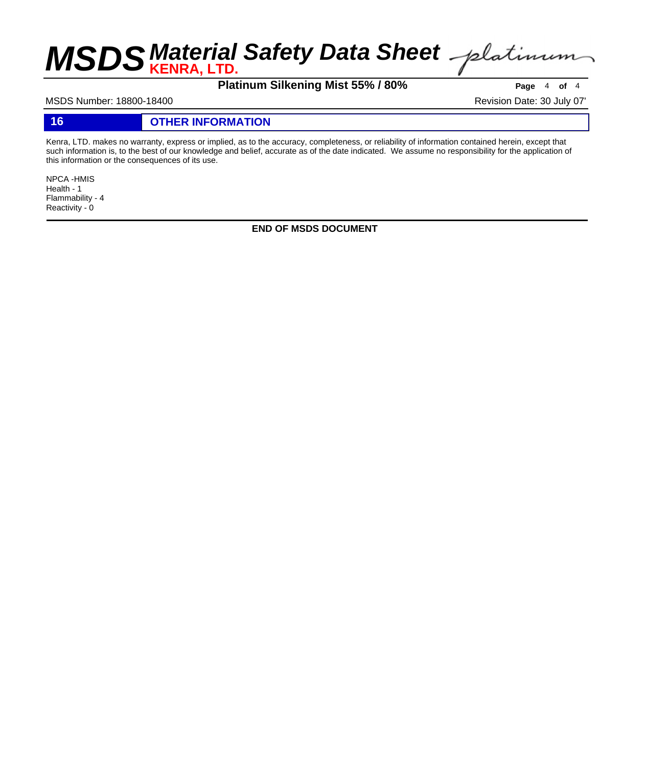## 16 OTHER INFORMATION

Kenra, LTD. makes no warranty, express or implied, as to the accuracy, completeness, or reliability of information contained herein, except that such information is, to the best of our knowledge and belief, accurate as of the date indicated. We assume no responsibility for the application of this information or the consequences of its use.

NPCA -HMIS
Health - 1
Flammability - 4
Reactivity - 0

**END OF MSDS DOCUMENT**